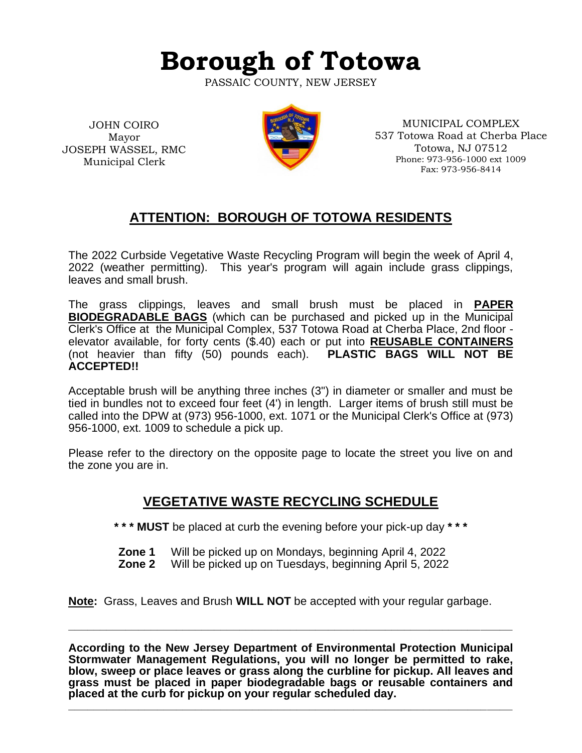# Borough of Totowa

PASSAIC COUNTY, NEW JERSEY

JOHN COIRO
Mayor
JOSEPH WASSEL, RMC
Municipal Clerk

MUNICIPAL COMPLEX
537 Totowa Road at Cherba Place
Totowa, NJ 07512
Phone: 973-956-1000 ext 1009
Fax: 973-956-8414

## ATTENTION: BOROUGH OF TOTOWA RESIDENTS

The 2022 Curbside Vegetative Waste Recycling Program will begin the week of April 4, 2022 (weather permitting). This year's program will again include grass clippings, leaves and small brush.

The grass clippings, leaves and small brush must be placed in **PAPER BIODEGRADABLE BAGS** (which can be purchased and picked up in the Municipal Clerk's Office at the Municipal Complex, 537 Totowa Road at Cherba Place, 2nd floor - elevator available, for forty cents ($.40) each or put into **REUSABLE CONTAINERS** (not heavier than fifty (50) pounds each). **PLASTIC BAGS WILL NOT BE ACCEPTED!!**

Acceptable brush will be anything three inches (3") in diameter or smaller and must be tied in bundles not to exceed four feet (4') in length. Larger items of brush still must be called into the DPW at (973) 956-1000, ext. 1071 or the Municipal Clerk's Office at (973) 956-1000, ext. 1009 to schedule a pick up.

Please refer to the directory on the opposite page to locate the street you live on and the zone you are in.

## VEGETATIVE WASTE RECYCLING SCHEDULE

*** **MUST** be placed at curb the evening before your pick-up day ***

**Zone 1** Will be picked up on Mondays, beginning April 4, 2022
**Zone 2** Will be picked up on Tuesdays, beginning April 5, 2022

**Note:** Grass, Leaves and Brush **WILL NOT** be accepted with your regular garbage.

---

**According to the New Jersey Department of Environmental Protection Municipal Stormwater Management Regulations, you will no longer be permitted to rake, blow, sweep or place leaves or grass along the curbline for pickup. All leaves and grass must be placed in paper biodegradable bags or reusable containers and placed at the curb for pickup on your regular scheduled day.**

---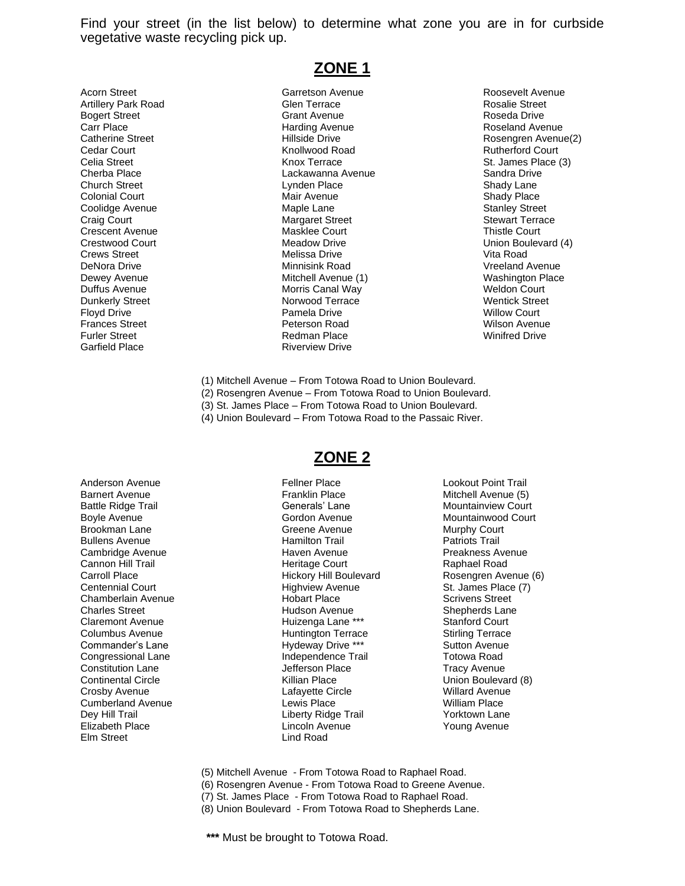Find your street (in the list below) to determine what zone you are in for curbside vegetative waste recycling pick up.

## ZONE 1

Acorn Street
Artillery Park Road
Bogert Street
Carr Place
Catherine Street
Cedar Court
Celia Street
Cherba Place
Church Street
Colonial Court
Coolidge Avenue
Craig Court
Crescent Avenue
Crestwood Court
Crews Street
DeNora Drive
Dewey Avenue
Duffus Avenue
Dunkerly Street
Floyd Drive
Frances Street
Furler Street
Garfield Place
Garretson Avenue
Glen Terrace
Grant Avenue
Harding Avenue
Hillside Drive
Knollwood Road
Knox Terrace
Lackawanna Avenue
Lynden Place
Mair Avenue
Maple Lane
Margaret Street
Masklee Court
Meadow Drive
Melissa Drive
Minnisink Road
Mitchell Avenue (1)
Morris Canal Way
Norwood Terrace
Pamela Drive
Peterson Road
Redman Place
Riverview Drive
Roosevelt Avenue
Rosalie Street
Roseda Drive
Roseland Avenue
Rosengren Avenue(2)
Rutherford Court
St. James Place (3)
Sandra Drive
Shady Lane
Shady Place
Stanley Street
Stewart Terrace
Thistle Court
Union Boulevard (4)
Vita Road
Vreeland Avenue
Washington Place
Weldon Court
Wentick Street
Willow Court
Wilson Avenue
Winifred Drive

(1) Mitchell Avenue – From Totowa Road to Union Boulevard.
(2) Rosengren Avenue – From Totowa Road to Union Boulevard.
(3) St. James Place – From Totowa Road to Union Boulevard.
(4) Union Boulevard – From Totowa Road to the Passaic River.

## ZONE 2

Anderson Avenue
Barnert Avenue
Battle Ridge Trail
Boyle Avenue
Brookman Lane
Bullens Avenue
Cambridge Avenue
Cannon Hill Trail
Carroll Place
Centennial Court
Chamberlain Avenue
Charles Street
Claremont Avenue
Columbus Avenue
Commander's Lane
Congressional Lane
Constitution Lane
Continental Circle
Crosby Avenue
Cumberland Avenue
Dey Hill Trail
Elizabeth Place
Elm Street
Fellner Place
Franklin Place
Generals' Lane
Gordon Avenue
Greene Avenue
Hamilton Trail
Haven Avenue
Heritage Court
Hickory Hill Boulevard
Highview Avenue
Hobart Place
Hudson Avenue
Huizenga Lane ***
Huntington Terrace
Hydeway Drive ***
Independence Trail
Jefferson Place
Killian Place
Lafayette Circle
Lewis Place
Liberty Ridge Trail
Lincoln Avenue
Lind Road
Lookout Point Trail
Mitchell Avenue (5)
Mountainview Court
Mountainwood Court
Murphy Court
Patriots Trail
Preakness Avenue
Raphael Road
Rosengren Avenue (6)
St. James Place (7)
Scrivens Street
Shepherds Lane
Stanford Court
Stirling Terrace
Sutton Avenue
Totowa Road
Tracy Avenue
Union Boulevard (8)
Willard Avenue
William Place
Yorktown Lane
Young Avenue

(5) Mitchell Avenue - From Totowa Road to Raphael Road.
(6) Rosengren Avenue - From Totowa Road to Greene Avenue.
(7) St. James Place - From Totowa Road to Raphael Road.
(8) Union Boulevard - From Totowa Road to Shepherds Lane.

**\*\*\*** Must be brought to Totowa Road.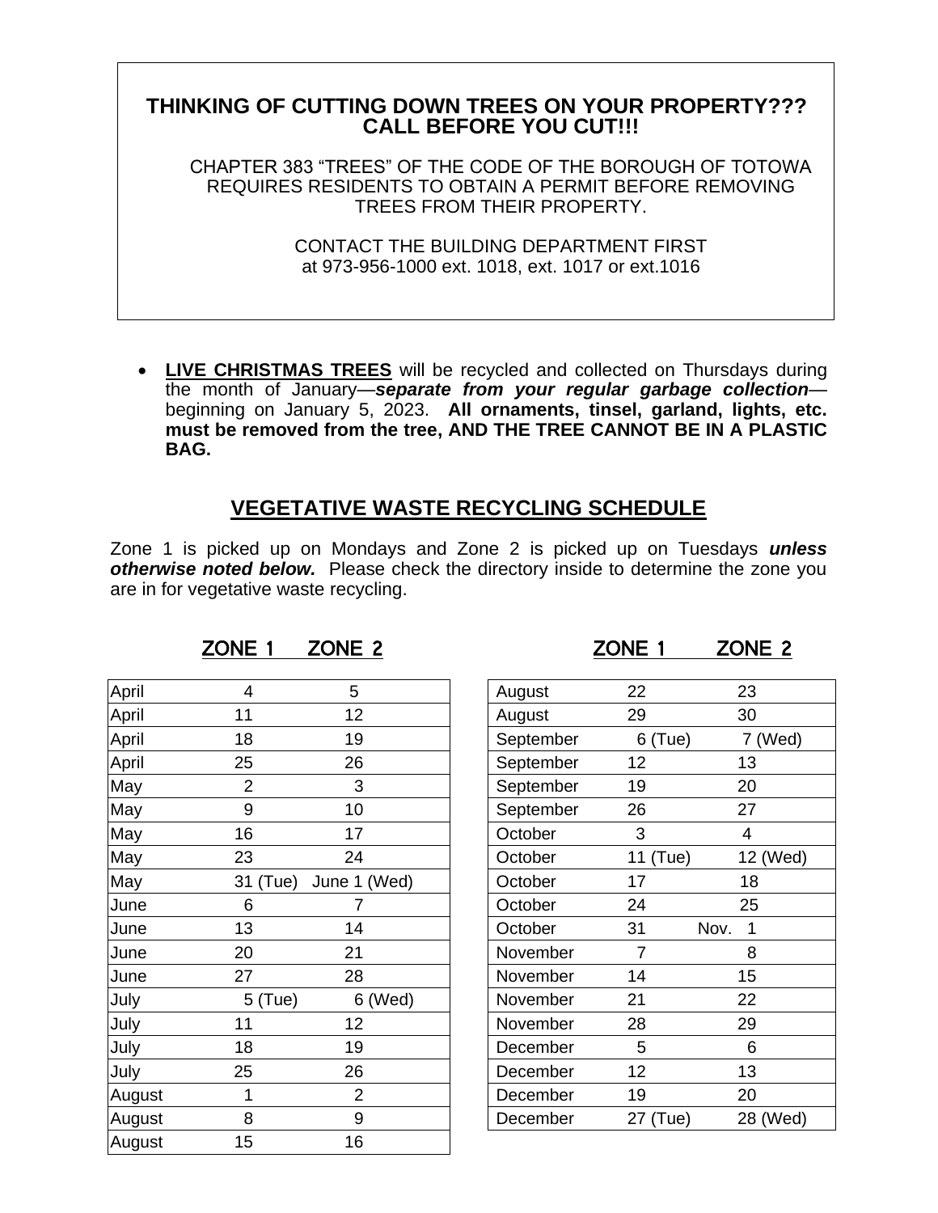**THINKING OF CUTTING DOWN TREES ON YOUR PROPERTY???**
**CALL BEFORE YOU CUT!!!**

CHAPTER 383 "TREES" OF THE CODE OF THE BOROUGH OF TOTOWA REQUIRES RESIDENTS TO OBTAIN A PERMIT BEFORE REMOVING TREES FROM THEIR PROPERTY.

CONTACT THE BUILDING DEPARTMENT FIRST at 973-956-1000 ext. 1018, ext. 1017 or ext.1016

- **LIVE CHRISTMAS TREES** will be recycled and collected on Thursdays during the month of January—***separate from your regular garbage collection***—beginning on January 5, 2023. **All ornaments, tinsel, garland, lights, etc. must be removed from the tree, AND THE TREE CANNOT BE IN A PLASTIC BAG.**

## VEGETATIVE WASTE RECYCLING SCHEDULE

Zone 1 is picked up on Mondays and Zone 2 is picked up on Tuesdays ***unless otherwise noted below.*** Please check the directory inside to determine the zone you are in for vegetative waste recycling.

| | ZONE 1 | ZONE 2 |
|---|---|---|
| April | 4 | 5 |
| April | 11 | 12 |
| April | 18 | 19 |
| April | 25 | 26 |
| May | 2 | 3 |
| May | 9 | 10 |
| May | 16 | 17 |
| May | 23 | 24 |
| May | 31 (Tue) | June 1 (Wed) |
| June | 6 | 7 |
| June | 13 | 14 |
| June | 20 | 21 |
| June | 27 | 28 |
| July | 5 (Tue) | 6 (Wed) |
| July | 11 | 12 |
| July | 18 | 19 |
| July | 25 | 26 |
| August | 1 | 2 |
| August | 8 | 9 |
| August | 15 | 16 |

| | ZONE 1 | ZONE 2 |
|---|---|---|
| August | 22 | 23 |
| August | 29 | 30 |
| September | 6 (Tue) | 7 (Wed) |
| September | 12 | 13 |
| September | 19 | 20 |
| September | 26 | 27 |
| October | 3 | 4 |
| October | 11 (Tue) | 12 (Wed) |
| October | 17 | 18 |
| October | 24 | 25 |
| October | 31 | Nov. 1 |
| November | 7 | 8 |
| November | 14 | 15 |
| November | 21 | 22 |
| November | 28 | 29 |
| December | 5 | 6 |
| December | 12 | 13 |
| December | 19 | 20 |
| December | 27 (Tue) | 28 (Wed) |